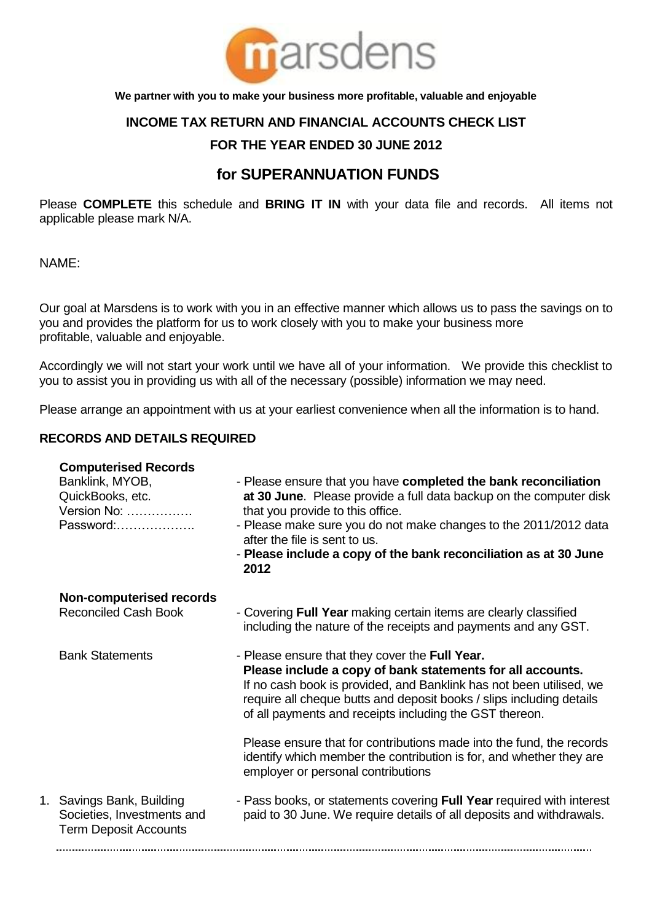**marsdens**

**We partner with you to make your business more profitable, valuable and enjoyable**

# INCOME TAX RETURN AND FINANCIAL ACCOUNTS CHECK LIST

## FOR THE YEAR ENDED 30 JUNE 2012

## for SUPERANNUATION FUNDS

Please **COMPLETE** this schedule and **BRING IT IN** with your data file and records. All items not applicable please mark N/A.

NAME:

Our goal at Marsdens is to work with you in an effective manner which allows us to pass the savings on to you and provides the platform for us to work closely with you to make your business more profitable, valuable and enjoyable.

Accordingly we will not start your work until we have all of your information. We provide this checklist to you to assist you in providing us with all of the necessary (possible) information we may need.

Please arrange an appointment with us at your earliest convenience when all the information is to hand.

### RECORDS AND DETAILS REQUIRED

**Computerised Records**

Banklink, MYOB, QuickBooks, etc.
Version No: …………….
Password:……………….

- Please ensure that you have **completed the bank reconciliation at 30 June**. Please provide a full data backup on the computer disk that you provide to this office.
- Please make sure you do not make changes to the 2011/2012 data after the file is sent to us.
- **Please include a copy of the bank reconciliation as at 30 June 2012**

**Non-computerised records**

Reconciled Cash Book

- Covering **Full Year** making certain items are clearly classified including the nature of the receipts and payments and any GST.

Bank Statements

- Please ensure that they cover the **Full Year.**
  **Please include a copy of bank statements for all accounts.**
  If no cash book is provided, and Banklink has not been utilised, we require all cheque butts and deposit books / slips including details of all payments and receipts including the GST thereon.

  Please ensure that for contributions made into the fund, the records identify which member the contribution is for, and whether they are employer or personal contributions

1. Savings Bank, Building Societies, Investments and Term Deposit Accounts

- Pass books, or statements covering **Full Year** required with interest paid to 30 June. We require details of all deposits and withdrawals.

…………………………………………………………………………………………………………………………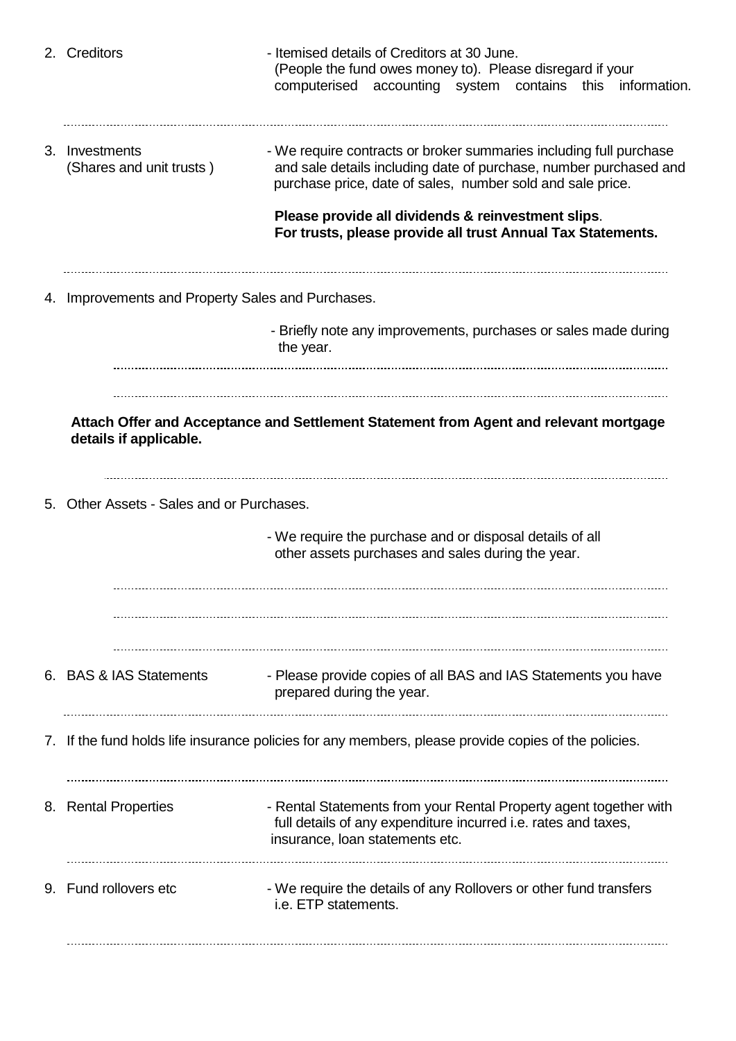2. Creditors - Itemised details of Creditors at 30 June. (People the fund owes money to). Please disregard if your computerised accounting system contains this information.

3. Investments (Shares and unit trusts ) - We require contracts or broker summaries including full purchase and sale details including date of purchase, number purchased and purchase price, date of sales, number sold and sale price.

   **Please provide all dividends & reinvestment slips**.
   **For trusts, please provide all trust Annual Tax Statements.**

4. Improvements and Property Sales and Purchases.

   - Briefly note any improvements, purchases or sales made during the year.

   **Attach Offer and Acceptance and Settlement Statement from Agent and relevant mortgage details if applicable.**

5. Other Assets - Sales and or Purchases.

   - We require the purchase and or disposal details of all other assets purchases and sales during the year.

6. BAS & IAS Statements - Please provide copies of all BAS and IAS Statements you have prepared during the year.

7. If the fund holds life insurance policies for any members, please provide copies of the policies.

8. Rental Properties - Rental Statements from your Rental Property agent together with full details of any expenditure incurred i.e. rates and taxes, insurance, loan statements etc.

9. Fund rollovers etc - We require the details of any Rollovers or other fund transfers i.e. ETP statements.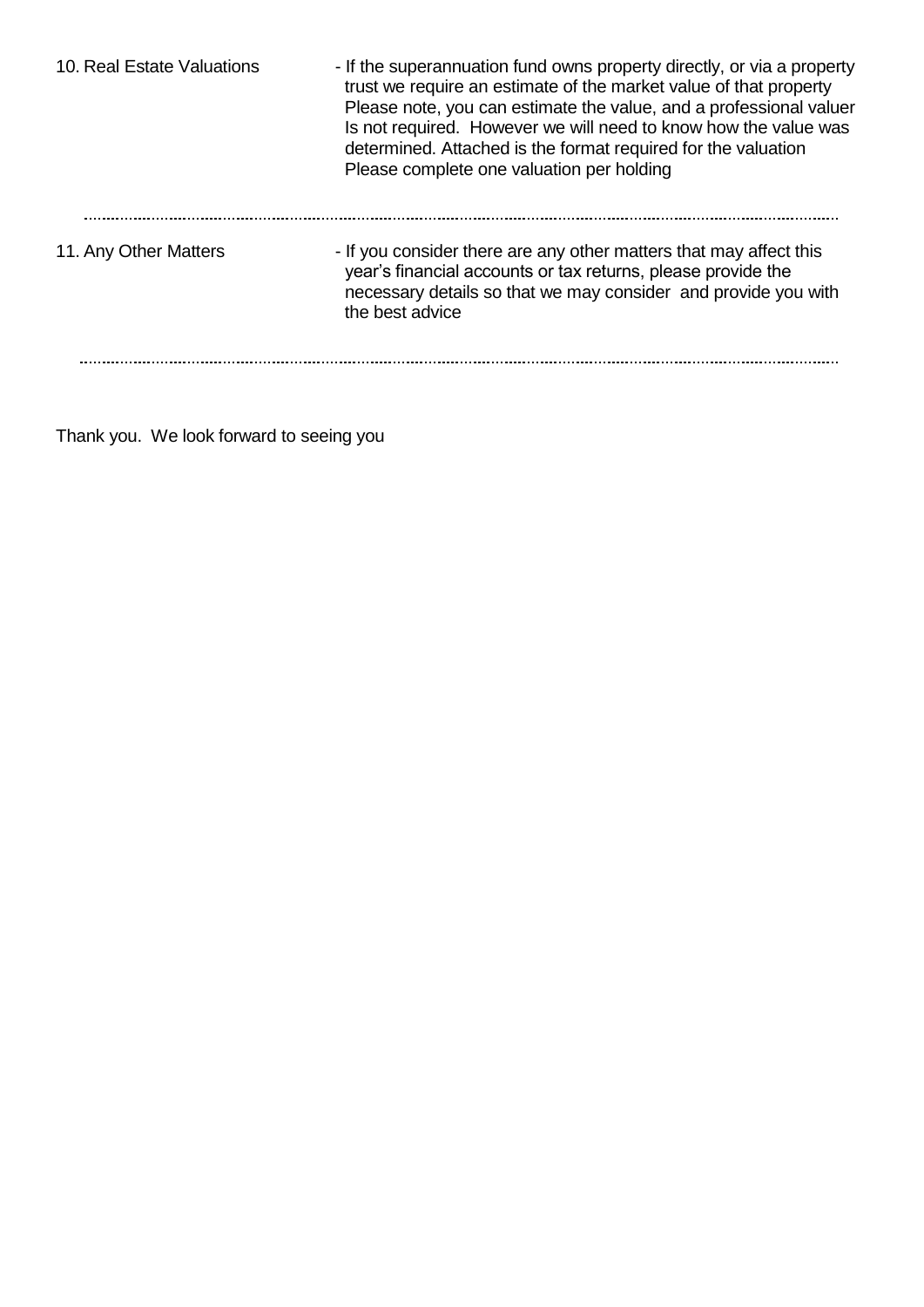10. Real Estate Valuations - If the superannuation fund owns property directly, or via a property trust we require an estimate of the market value of that property Please note, you can estimate the value, and a professional valuer Is not required. However we will need to know how the value was determined. Attached is the format required for the valuation Please complete one valuation per holding

................................................................................................................................................................................

11. Any Other Matters - If you consider there are any other matters that may affect this year's financial accounts or tax returns, please provide the necessary details so that we may consider and provide you with the best advice

................................................................................................................................................................................

Thank you. We look forward to seeing you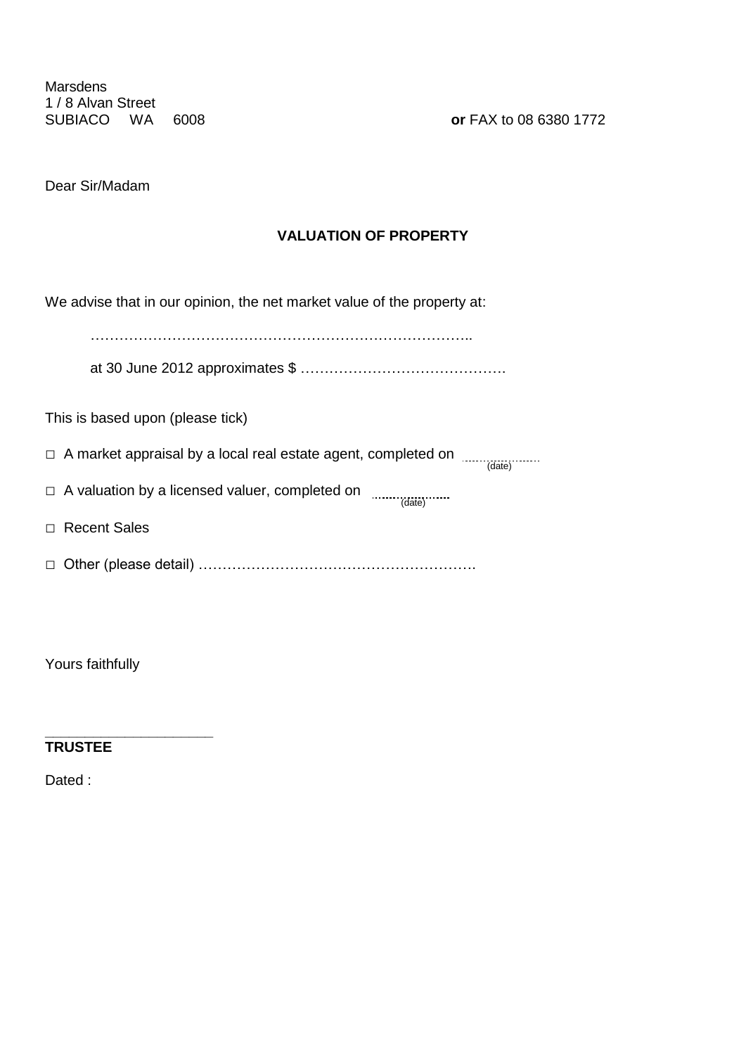Marsdens
1 / 8 Alvan Street
SUBIACO WA 6008

**or** FAX to 08 6380 1772

Dear Sir/Madam

**VALUATION OF PROPERTY**

We advise that in our opinion, the net market value of the property at:

…………………………………………………………………………..

at 30 June 2012 approximates $ …………………………………….

This is based upon (please tick)

□ A market appraisal by a local real estate agent, completed on .................... (date)

□ A valuation by a licensed valuer, completed on .................... (date)

□ Recent Sales

□ Other (please detail) ………………………………………………….

Yours faithfully

\_\_\_\_\_\_\_\_\_\_\_\_\_\_\_\_\_\_\_\_\_\_

**TRUSTEE**

Dated :